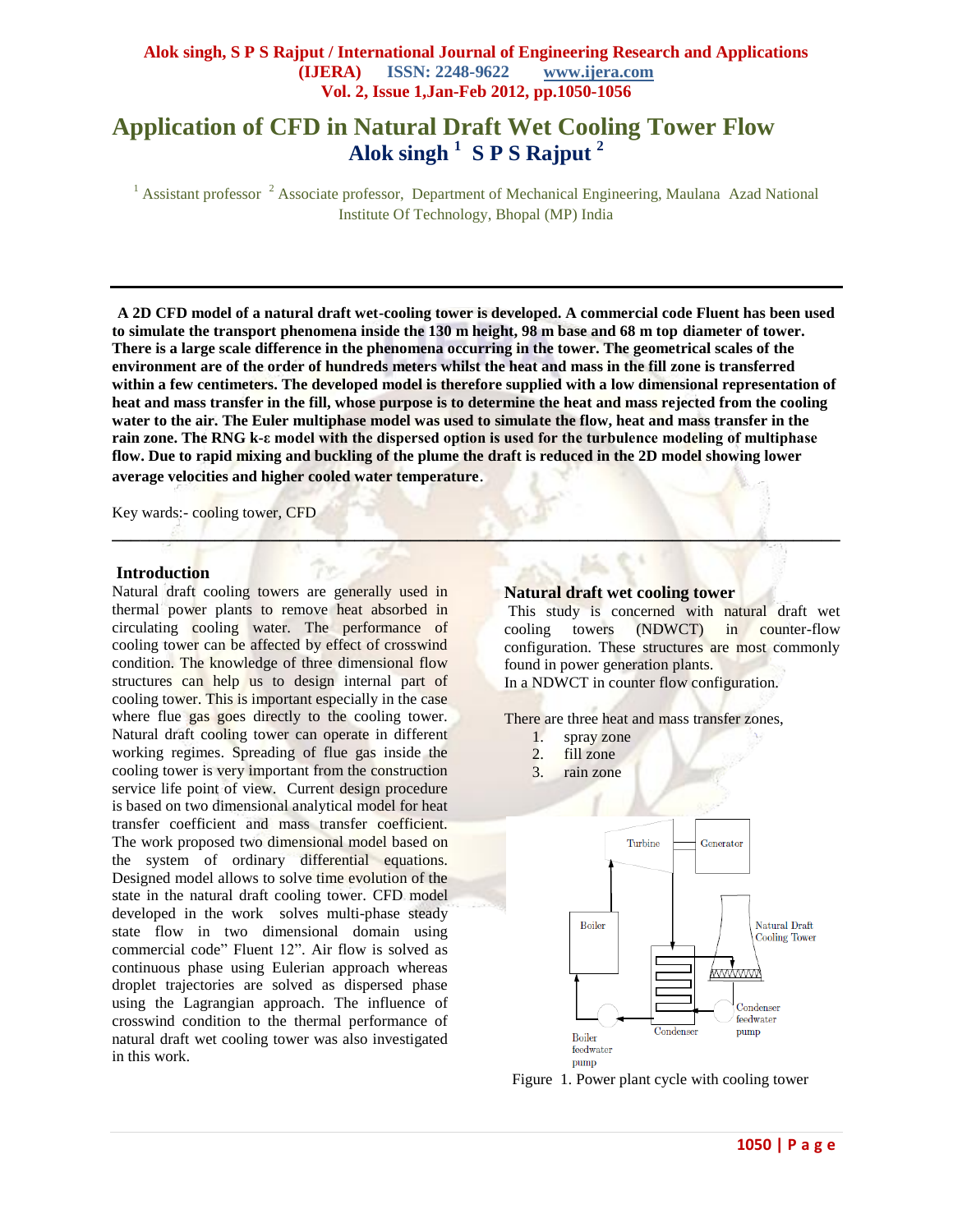# Application of CFD in Natural Draft Wet Cooling Tower Flow

**Alok singh [1] S P S Rajput [2]**

[1] Assistant professor [2] Associate professor, Department of Mechanical Engineering, Maulana Azad National Institute Of Technology, Bhopal (MP) India

---

**A 2D CFD model of a natural draft wet-cooling tower is developed. A commercial code Fluent has been used to simulate the transport phenomena inside the 130 m height, 98 m base and 68 m top diameter of tower. There is a large scale difference in the phenomena occurring in the tower. The geometrical scales of the environment are of the order of hundreds meters whilst the heat and mass in the fill zone is transferred within a few centimeters. The developed model is therefore supplied with a low dimensional representation of heat and mass transfer in the fill, whose purpose is to determine the heat and mass rejected from the cooling water to the air. The Euler multiphase model was used to simulate the flow, heat and mass transfer in the rain zone. The RNG k-ε model with the dispersed option is used for the turbulence modeling of multiphase flow. Due to rapid mixing and buckling of the plume the draft is reduced in the 2D model showing lower average velocities and higher cooled water temperature.**

Key wards:- cooling tower, CFD

---

## Introduction

Natural draft cooling towers are generally used in thermal power plants to remove heat absorbed in circulating cooling water. The performance of cooling tower can be affected by effect of crosswind condition. The knowledge of three dimensional flow structures can help us to design internal part of cooling tower. This is important especially in the case where flue gas goes directly to the cooling tower. Natural draft cooling tower can operate in different working regimes. Spreading of flue gas inside the cooling tower is very important from the construction service life point of view. Current design procedure is based on two dimensional analytical model for heat transfer coefficient and mass transfer coefficient. The work proposed two dimensional model based on the system of ordinary differential equations. Designed model allows to solve time evolution of the state in the natural draft cooling tower. CFD model developed in the work solves multi-phase steady state flow in two dimensional domain using commercial code" Fluent 12". Air flow is solved as continuous phase using Eulerian approach whereas droplet trajectories are solved as dispersed phase using the Lagrangian approach. The influence of crosswind condition to the thermal performance of natural draft wet cooling tower was also investigated in this work.

## Natural draft wet cooling tower

This study is concerned with natural draft wet cooling towers (NDWCT) in counter-flow configuration. These structures are most commonly found in power generation plants.

In a NDWCT in counter flow configuration.

There are three heat and mass transfer zones,

1. spray zone
2. fill zone
3. rain zone

Figure 1. Power plant cycle with cooling tower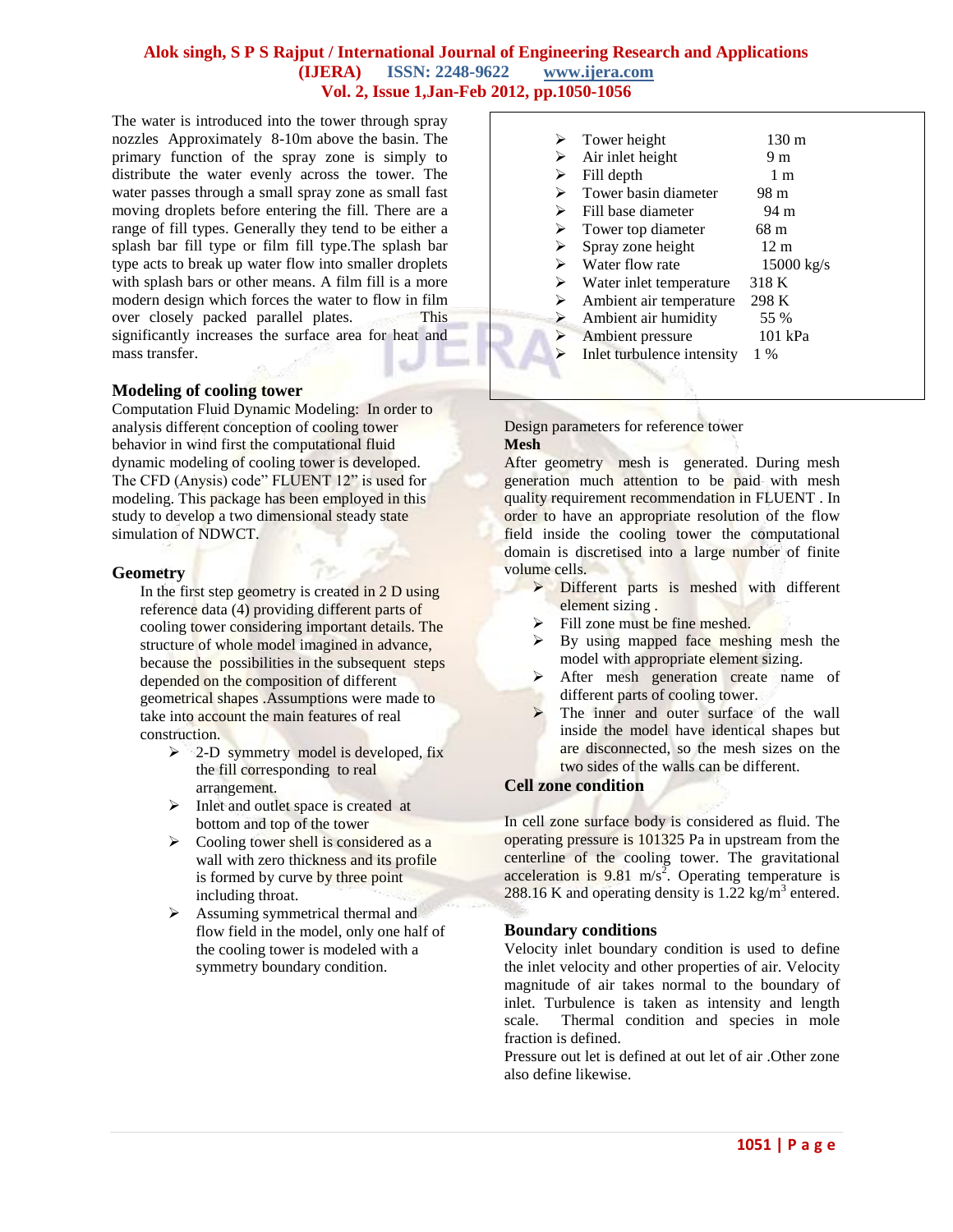The water is introduced into the tower through spray nozzles Approximately 8-10m above the basin. The primary function of the spray zone is simply to distribute the water evenly across the tower. The water passes through a small spray zone as small fast moving droplets before entering the fill. There are a range of fill types. Generally they tend to be either a splash bar fill type or film fill type.The splash bar type acts to break up water flow into smaller droplets with splash bars or other means. A film fill is a more modern design which forces the water to flow in film over closely packed parallel plates. This significantly increases the surface area for heat and mass transfer.

### Modeling of cooling tower

Computation Fluid Dynamic Modeling: In order to analysis different conception of cooling tower behavior in wind first the computational fluid dynamic modeling of cooling tower is developed. The CFD (Anysis) code" FLUENT 12" is used for modeling. This package has been employed in this study to develop a two dimensional steady state simulation of NDWCT.

### Geometry

In the first step geometry is created in 2 D using reference data (4) providing different parts of cooling tower considering important details. The structure of whole model imagined in advance, because the possibilities in the subsequent steps depended on the composition of different geometrical shapes .Assumptions were made to take into account the main features of real construction.

- 2-D symmetry model is developed, fix the fill corresponding to real arrangement.
- Inlet and outlet space is created at bottom and top of the tower
- Cooling tower shell is considered as a wall with zero thickness and its profile is formed by curve by three point including throat.
- Assuming symmetrical thermal and flow field in the model, only one half of the cooling tower is modeled with a symmetry boundary condition.

- Tower height 130 m
- Air inlet height 9 m
- Fill depth 1 m
- Tower basin diameter 98 m
- Fill base diameter 94 m
- Tower top diameter 68 m
- Spray zone height 12 m
- Water flow rate 15000 kg/s
- Water inlet temperature 318 K
- Ambient air temperature 298 K
- Ambient air humidity 55 %
- Ambient pressure 101 kPa
- Inlet turbulence intensity 1 %

Design parameters for reference tower

**Mesh**

After geometry mesh is generated. During mesh generation much attention to be paid with mesh quality requirement recommendation in FLUENT . In order to have an appropriate resolution of the flow field inside the cooling tower the computational domain is discretised into a large number of finite volume cells.

- Different parts is meshed with different element sizing .
- Fill zone must be fine meshed.
- By using mapped face meshing mesh the model with appropriate element sizing.
- After mesh generation create name of different parts of cooling tower.
- The inner and outer surface of the wall inside the model have identical shapes but are disconnected, so the mesh sizes on the two sides of the walls can be different.

### Cell zone condition

In cell zone surface body is considered as fluid. The operating pressure is 101325 Pa in upstream from the centerline of the cooling tower. The gravitational acceleration is 9.81 $m/s^2$. Operating temperature is 288.16 K and operating density is 1.22 $kg/m^3$ entered.

### Boundary conditions

Velocity inlet boundary condition is used to define the inlet velocity and other properties of air. Velocity magnitude of air takes normal to the boundary of inlet. Turbulence is taken as intensity and length scale. Thermal condition and species in mole fraction is defined.

Pressure out let is defined at out let of air .Other zone also define likewise.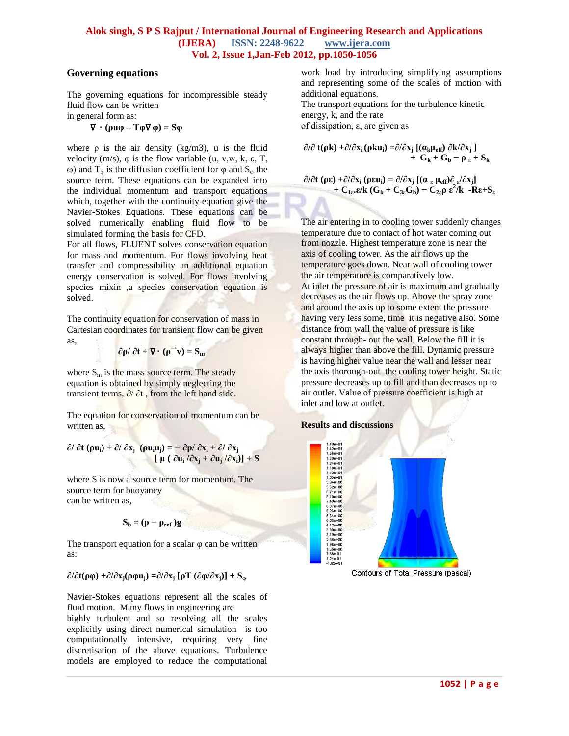## Governing equations

The governing equations for incompressible steady fluid flow can be written in general form as:

$$\nabla \cdot (\rho u \varphi - T_\varphi \nabla \varphi) = S_\varphi$$

where ρ is the air density (kg/m3), u is the fluid velocity (m/s), φ is the flow variable (u, v,w, k, ε, T, ω) and $T_\varphi$ is the diffusion coefficient for φ and $S_\varphi$ the source term. These equations can be expanded into the individual momentum and transport equations which, together with the continuity equation give the Navier-Stokes Equations. These equations can be solved numerically enabling fluid flow to be simulated forming the basis for CFD.

For all flows, FLUENT solves conservation equation for mass and momentum. For flows involving heat transfer and compressibility an additional equation energy conservation is solved. For flows involving species mixin ,a species conservation equation is solved.

The continuity equation for conservation of mass in Cartesian coordinates for transient flow can be given as,

$$\partial \rho / \partial t + \nabla \cdot (\rho \vec{v}) = S_m$$

where $S_m$ is the mass source term. The steady equation is obtained by simply neglecting the transient terms, ∂/ ∂t , from the left hand side.

The equation for conservation of momentum can be written as,

$$\partial / \partial t\, (\rho u_i) + \partial / \partial x_j\, (\rho u_i u_j) = -\, \partial p / \partial x_i + \partial / \partial x_j \left[ \mu \left( \partial u_i / \partial x_j + \partial u_j / \partial x_i \right) \right] + S$$

where S is now a source term for momentum. The source term for buoyancy can be written as,

$$S_b = (\rho - \rho_{ref})g$$

The transport equation for a scalar φ can be written as:

$$\partial/\partial t(\rho\varphi) + \partial/\partial x_j(\rho\varphi u_j) = \partial/\partial x_j \left[\rho T (\partial\varphi/\partial x_j)\right] + S_\varphi$$

Navier-Stokes equations represent all the scales of fluid motion. Many flows in engineering are highly turbulent and so resolving all the scales explicitly using direct numerical simulation is too computationally intensive, requiring very fine discretisation of the above equations. Turbulence models are employed to reduce the computational work load by introducing simplifying assumptions and representing some of the scales of motion with additional equations.

The transport equations for the turbulence kinetic energy, k, and the rate of dissipation, ε, are given as

$$\partial/\partial t(\rho k) + \partial/\partial x_i (\rho k u_i) = \partial/\partial x_j \left[(\alpha_k \mu_{eff})\, \partial k/\partial x_j\right] + G_k + G_b - \rho_\varepsilon + S_k$$

$$\partial/\partial t\, (\rho\varepsilon) + \partial/\partial x_i\, (\rho\varepsilon u_i) = \partial/\partial x_j \left[(\alpha_\varepsilon \mu_{eff}) \partial_\varepsilon/\partial x_j\right] + C_{1\varepsilon}\varepsilon/k\, (G_k + C_{3\varepsilon} G_b) - C_{2\varepsilon}\rho\, \varepsilon^2/k - R\varepsilon + S_\varepsilon$$

The air entering in to cooling tower suddenly changes temperature due to contact of hot water coming out from nozzle. Highest temperature zone is near the axis of cooling tower. As the air flows up the temperature goes down. Near wall of cooling tower the air temperature is comparatively low.

At inlet the pressure of air is maximum and gradually decreases as the air flows up. Above the spray zone and around the axis up to some extent the pressure having very less some, time it is negative also. Some distance from wall the value of pressure is like constant through- out the wall. Below the fill it is always higher than above the fill. Dynamic pressure is having higher value near the wall and lesser near the axis thorough-out the cooling tower height. Static pressure decreases up to fill and than decreases up to air outlet. Value of pressure coefficient is high at inlet and low at outlet.

## Results and discussions

Contours of Total Pressure (pascal)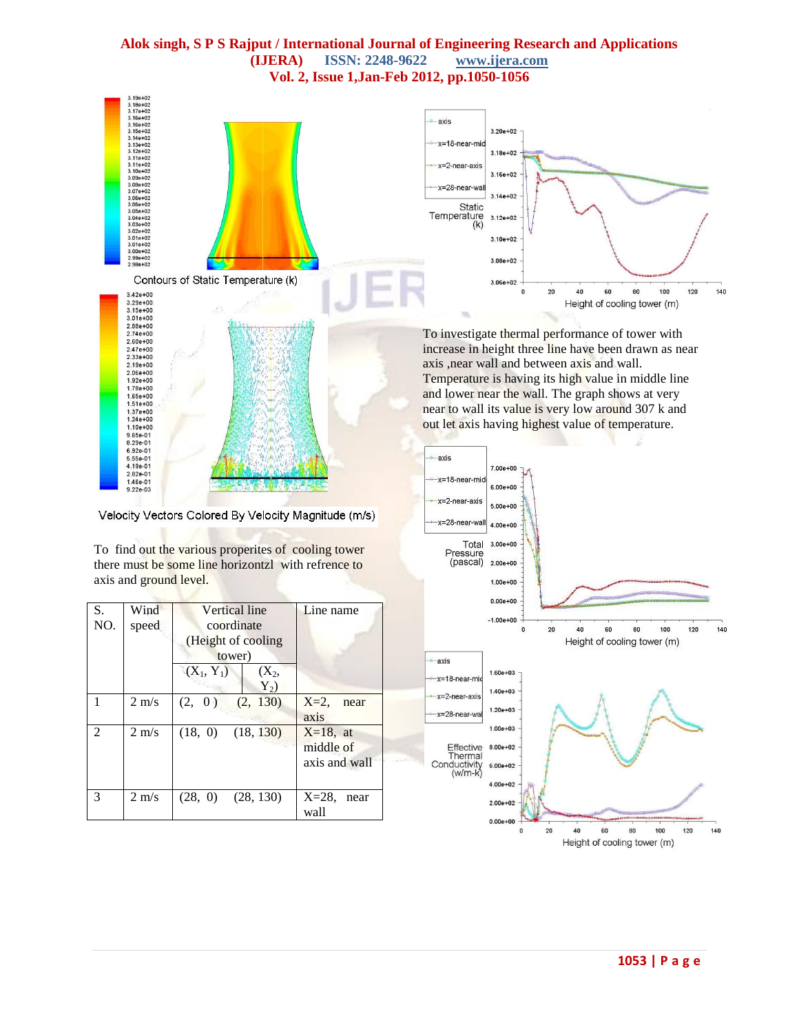Contours of Static Temperature (k)

Velocity Vectors Colored By Velocity Magnitude (m/s)

To find out the various properites of cooling tower there must be some line horizontzl with refrence to axis and ground level.

| S. NO. | Wind speed | Vertical line coordinate (Height of cooling tower) | | Line name |
|---|---|---|---|---|
| | | $(X_1, Y_1)$ | $(X_2, Y_2)$ | |
| 1 | 2 m/s | (2, 0) | (2, 130) | X=2, near axis |
| 2 | 2 m/s | (18, 0) | (18, 130) | X=18, at middle of axis and wall |
| 3 | 2 m/s | (28, 0) | (28, 130) | X=28, near wall |

To investigate thermal performance of tower with increase in height three line have been drawn as near axis ,near wall and between axis and wall. Temperature is having its high value in middle line and lower near the wall. The graph shows at very near to wall its value is very low around 307 k and out let axis having highest value of temperature.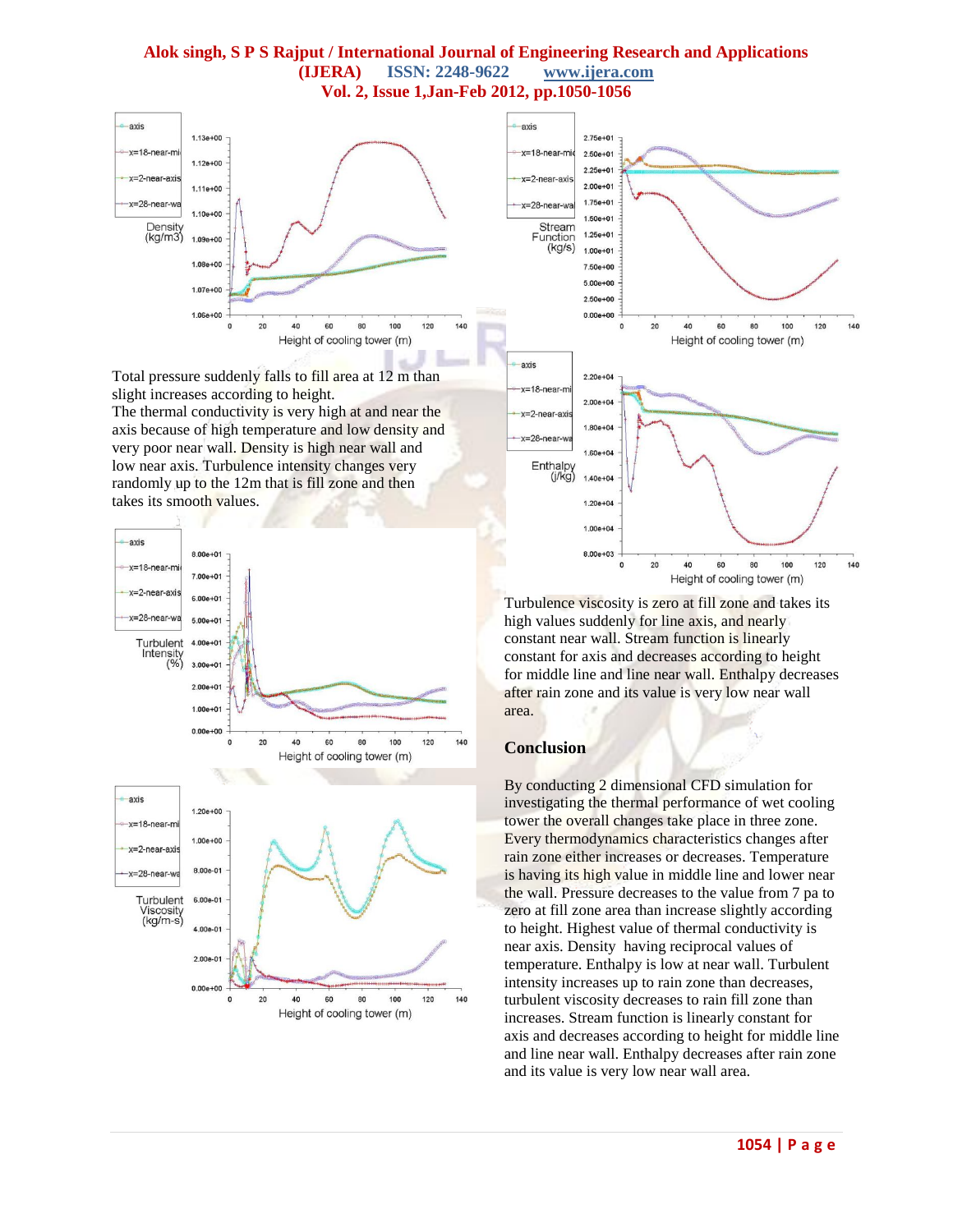Total pressure suddenly falls to fill area at 12 m than slight increases according to height.
The thermal conductivity is very high at and near the axis because of high temperature and low density and very poor near wall. Density is high near wall and low near axis. Turbulence intensity changes very randomly up to the 12m that is fill zone and then takes its smooth values.

Turbulence viscosity is zero at fill zone and takes its high values suddenly for line axis, and nearly constant near wall. Stream function is linearly constant for axis and decreases according to height for middle line and line near wall. Enthalpy decreases after rain zone and its value is very low near wall area.

## Conclusion

By conducting 2 dimensional CFD simulation for investigating the thermal performance of wet cooling tower the overall changes take place in three zone. Every thermodynamics characteristics changes after rain zone either increases or decreases. Temperature is having its high value in middle line and lower near the wall. Pressure decreases to the value from 7 pa to zero at fill zone area than increase slightly according to height. Highest value of thermal conductivity is near axis. Density having reciprocal values of temperature. Enthalpy is low at near wall. Turbulent intensity increases up to rain zone than decreases, turbulent viscosity decreases to rain fill zone than increases. Stream function is linearly constant for axis and decreases according to height for middle line and line near wall. Enthalpy decreases after rain zone and its value is very low near wall area.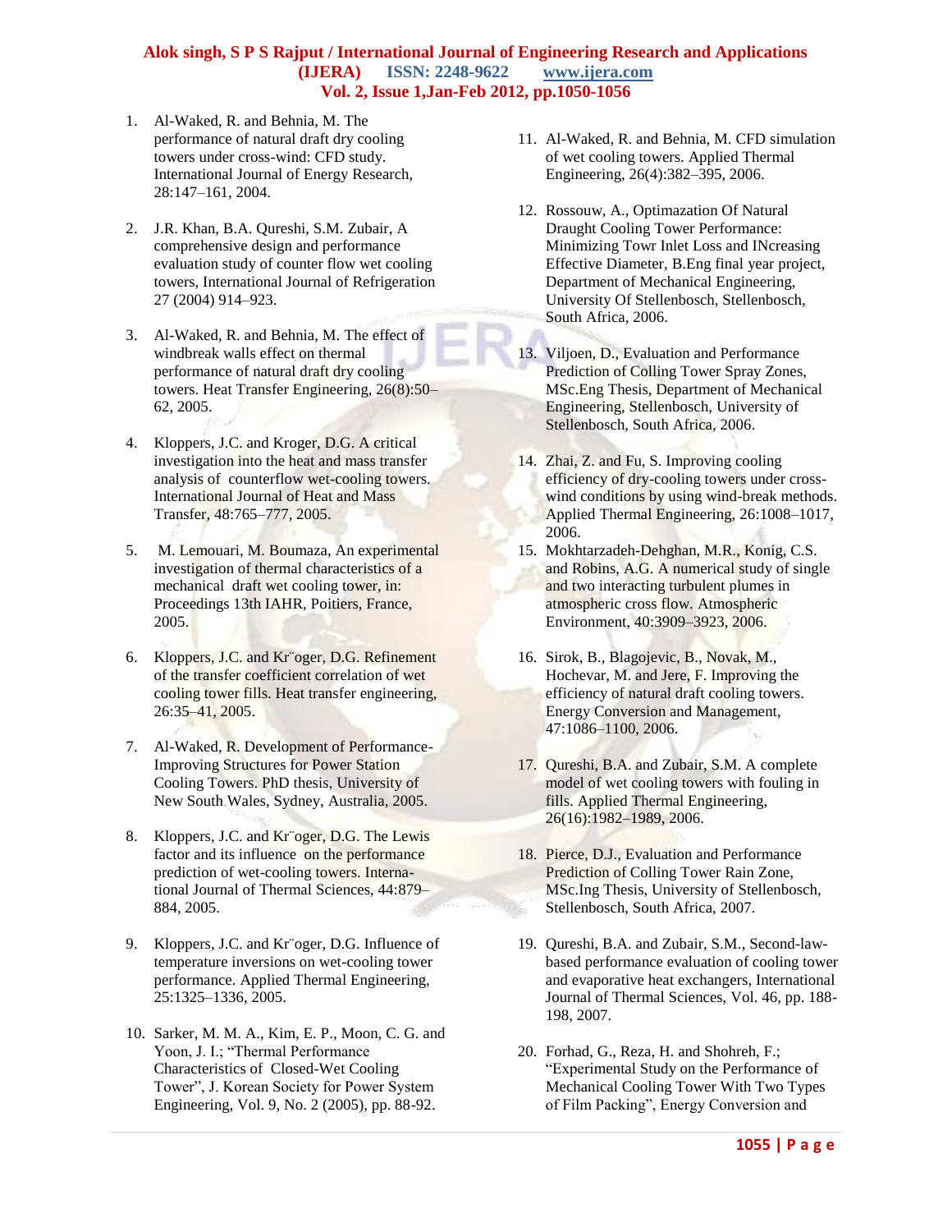1. Al-Waked, R. and Behnia, M. The performance of natural draft dry cooling towers under cross-wind: CFD study. International Journal of Energy Research, 28:147–161, 2004.

2. J.R. Khan, B.A. Qureshi, S.M. Zubair, A comprehensive design and performance evaluation study of counter flow wet cooling towers, International Journal of Refrigeration 27 (2004) 914–923.

3. Al-Waked, R. and Behnia, M. The effect of windbreak walls effect on thermal performance of natural draft dry cooling towers. Heat Transfer Engineering, 26(8):50–62, 2005.

4. Kloppers, J.C. and Kroger, D.G. A critical investigation into the heat and mass transfer analysis of counterflow wet-cooling towers. International Journal of Heat and Mass Transfer, 48:765–777, 2005.

5. M. Lemouari, M. Boumaza, An experimental investigation of thermal characteristics of a mechanical draft wet cooling tower, in: Proceedings 13th IAHR, Poitiers, France, 2005.

6. Kloppers, J.C. and Kr¨oger, D.G. Refinement of the transfer coefficient correlation of wet cooling tower fills. Heat transfer engineering, 26:35–41, 2005.

7. Al-Waked, R. Development of Performance-Improving Structures for Power Station Cooling Towers. PhD thesis, University of New South Wales, Sydney, Australia, 2005.

8. Kloppers, J.C. and Kr¨oger, D.G. The Lewis factor and its influence on the performance prediction of wet-cooling towers. International Journal of Thermal Sciences, 44:879–884, 2005.

9. Kloppers, J.C. and Kr¨oger, D.G. Influence of temperature inversions on wet-cooling tower performance. Applied Thermal Engineering, 25:1325–1336, 2005.

10. Sarker, M. M. A., Kim, E. P., Moon, C. G. and Yoon, J. I.; "Thermal Performance Characteristics of Closed-Wet Cooling Tower", J. Korean Society for Power System Engineering, Vol. 9, No. 2 (2005), pp. 88-92.

11. Al-Waked, R. and Behnia, M. CFD simulation of wet cooling towers. Applied Thermal Engineering, 26(4):382–395, 2006.

12. Rossouw, A., Optimazation Of Natural Draught Cooling Tower Performance: Minimizing Towr Inlet Loss and INcreasing Effective Diameter, B.Eng final year project, Department of Mechanical Engineering, University Of Stellenbosch, Stellenbosch, South Africa, 2006.

13. Viljoen, D., Evaluation and Performance Prediction of Colling Tower Spray Zones, MSc.Eng Thesis, Department of Mechanical Engineering, Stellenbosch, University of Stellenbosch, South Africa, 2006.

14. Zhai, Z. and Fu, S. Improving cooling efficiency of dry-cooling towers under cross-wind conditions by using wind-break methods. Applied Thermal Engineering, 26:1008–1017, 2006.

15. Mokhtarzadeh-Dehghan, M.R., Konig, C.S. and Robins, A.G. A numerical study of single and two interacting turbulent plumes in atmospheric cross flow. Atmospheric Environment, 40:3909–3923, 2006.

16. Sirok, B., Blagojevic, B., Novak, M., Hochevar, M. and Jere, F. Improving the efficiency of natural draft cooling towers. Energy Conversion and Management, 47:1086–1100, 2006.

17. Qureshi, B.A. and Zubair, S.M. A complete model of wet cooling towers with fouling in fills. Applied Thermal Engineering, 26(16):1982–1989, 2006.

18. Pierce, D.J., Evaluation and Performance Prediction of Colling Tower Rain Zone, MSc.Ing Thesis, University of Stellenbosch, Stellenbosch, South Africa, 2007.

19. Qureshi, B.A. and Zubair, S.M., Second-law-based performance evaluation of cooling tower and evaporative heat exchangers, International Journal of Thermal Sciences, Vol. 46, pp. 188-198, 2007.

20. Forhad, G., Reza, H. and Shohreh, F.; "Experimental Study on the Performance of Mechanical Cooling Tower With Two Types of Film Packing", Energy Conversion and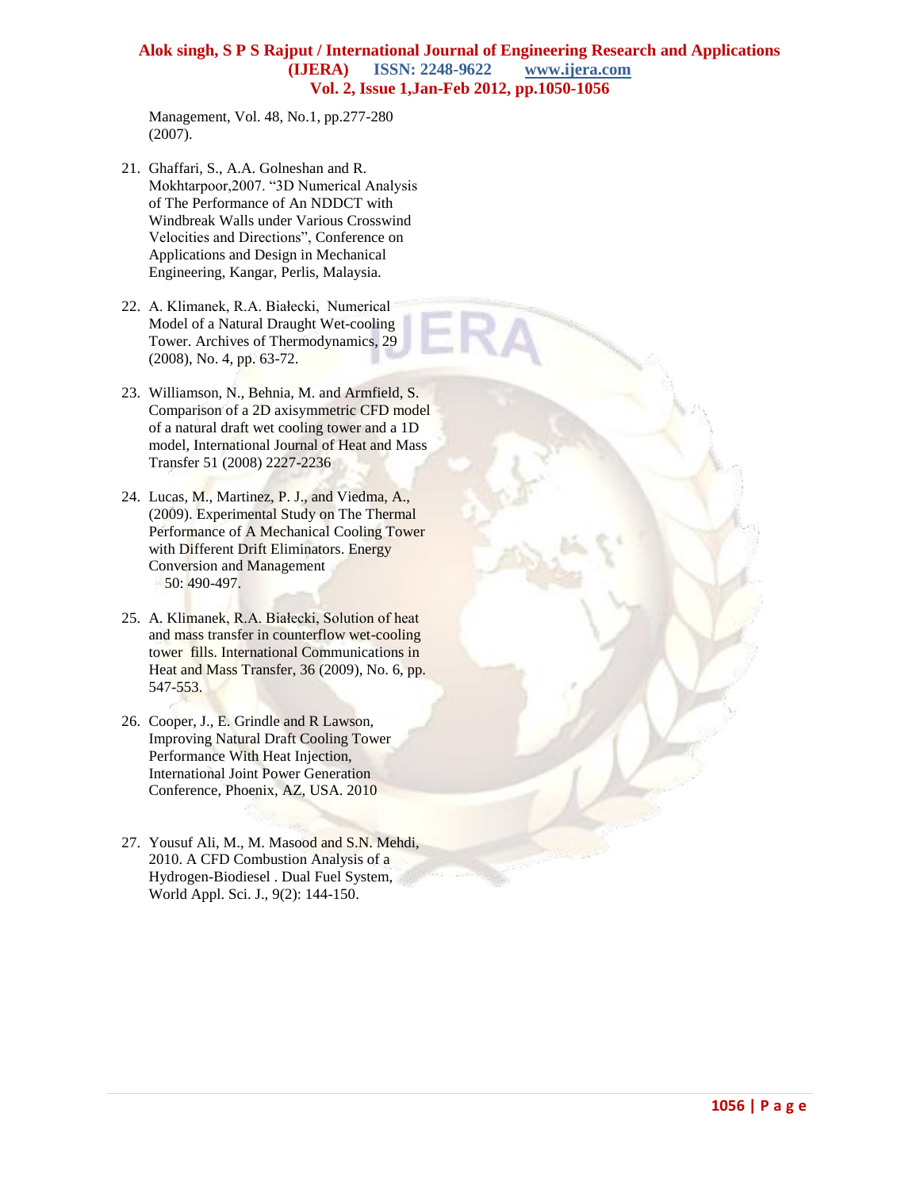Management, Vol. 48, No.1, pp.277-280 (2007).

21. Ghaffari, S., A.A. Golneshan and R. Mokhtarpoor,2007. “3D Numerical Analysis of The Performance of An NDDCT with Windbreak Walls under Various Crosswind Velocities and Directions”, Conference on Applications and Design in Mechanical Engineering, Kangar, Perlis, Malaysia.

22. A. Klimanek, R.A. Białecki, Numerical Model of a Natural Draught Wet-cooling Tower. Archives of Thermodynamics, 29 (2008), No. 4, pp. 63-72.

23. Williamson, N., Behnia, M. and Armfield, S. Comparison of a 2D axisymmetric CFD model of a natural draft wet cooling tower and a 1D model, International Journal of Heat and Mass Transfer 51 (2008) 2227-2236

24. Lucas, M., Martinez, P. J., and Viedma, A., (2009). Experimental Study on The Thermal Performance of A Mechanical Cooling Tower with Different Drift Eliminators. Energy Conversion and Management 50: 490-497.

25. A. Klimanek, R.A. Białecki, Solution of heat and mass transfer in counterflow wet-cooling tower fills. International Communications in Heat and Mass Transfer, 36 (2009), No. 6, pp. 547-553.

26. Cooper, J., E. Grindle and R Lawson, Improving Natural Draft Cooling Tower Performance With Heat Injection, International Joint Power Generation Conference, Phoenix, AZ, USA. 2010

27. Yousuf Ali, M., M. Masood and S.N. Mehdi, 2010. A CFD Combustion Analysis of a Hydrogen-Biodiesel . Dual Fuel System, World Appl. Sci. J., 9(2): 144-150.